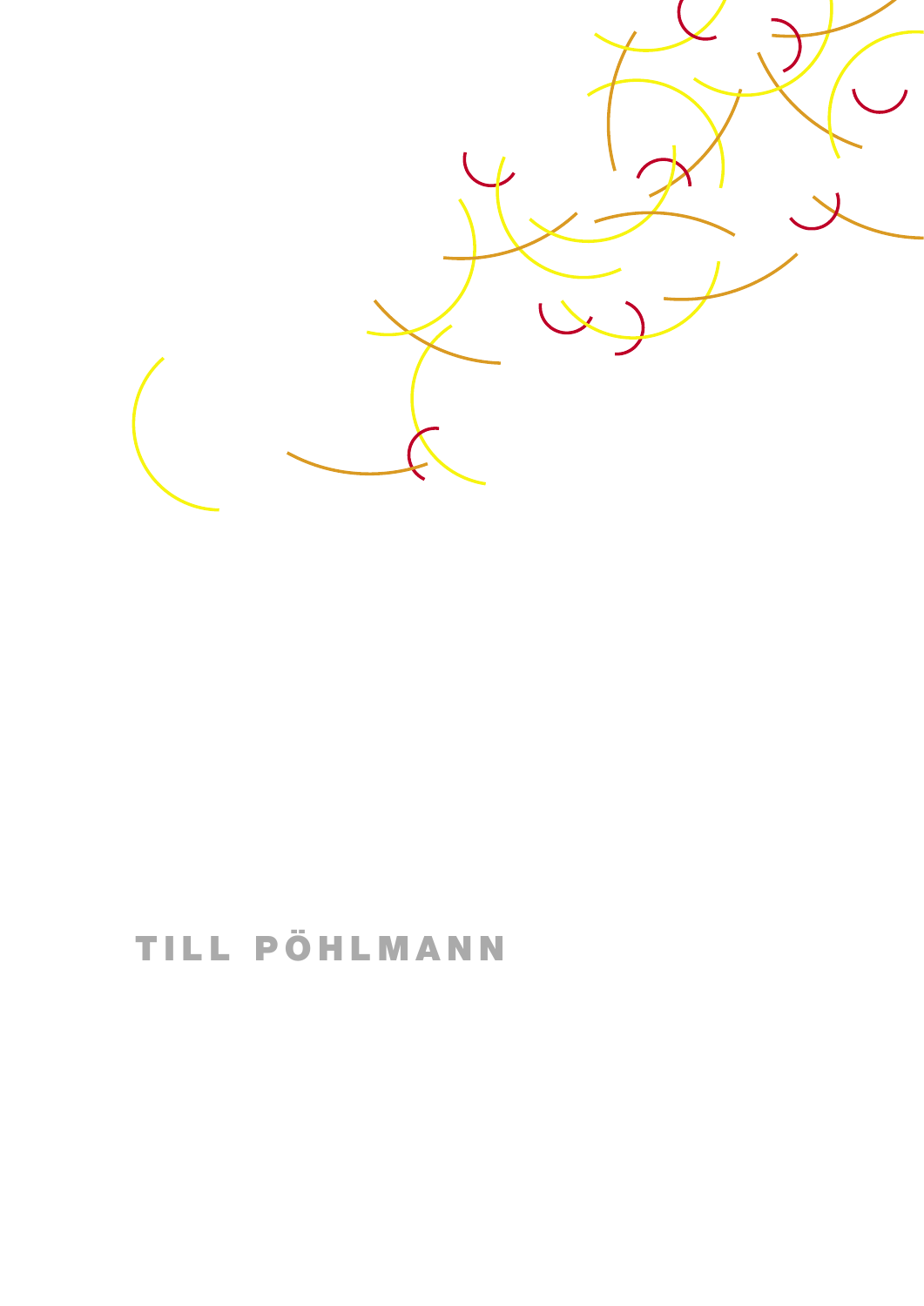TILL PÖHLMANN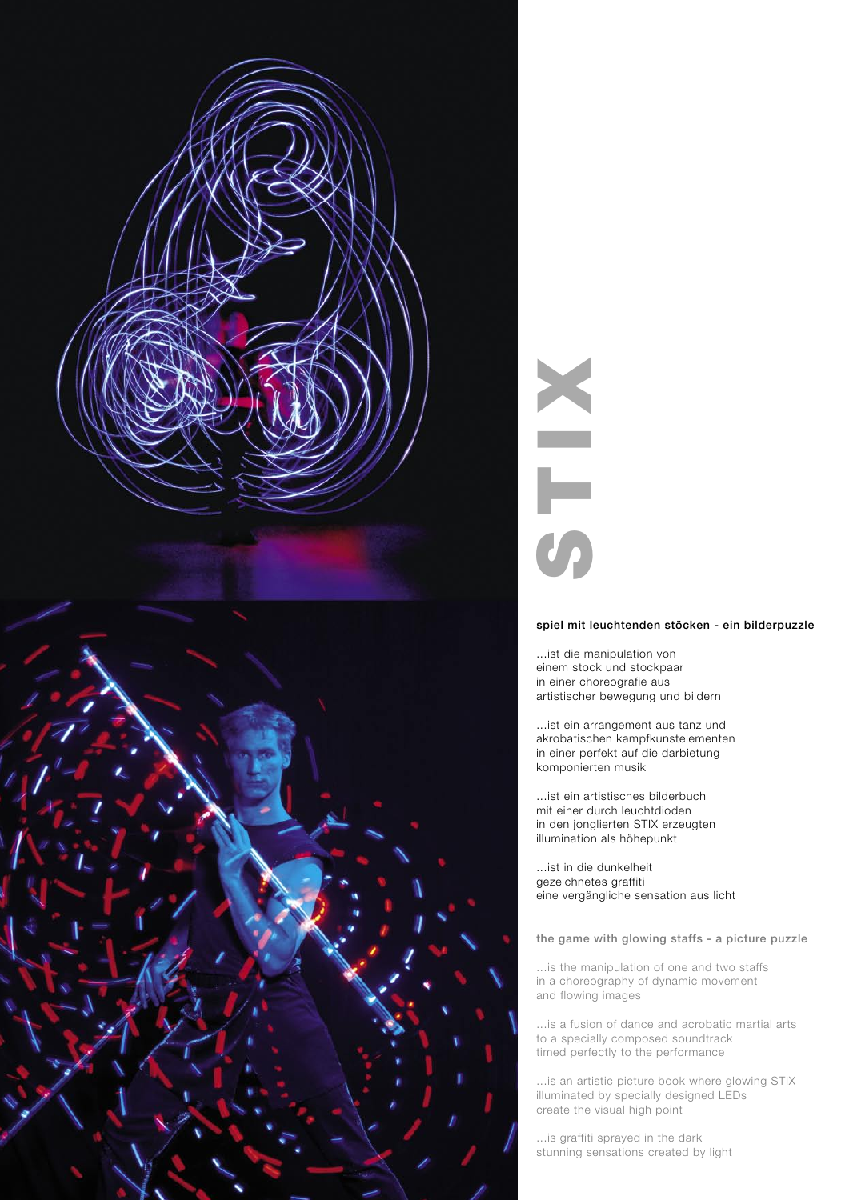# STIX

**spiel mit leuchtenden stöcken - ein bilderpuzzle**

...ist die manipulation von
einem stock und stockpaar
in einer choreografie aus
artistischer bewegung und bildern

...ist ein arrangement aus tanz und
akrobatischen kampfkunstelementen
in einer perfekt auf die darbietung
komponierten musik

...ist ein artistisches bilderbuch
mit einer durch leuchtdioden
in den jonglierten STIX erzeugten
illumination als höhepunkt

...ist in die dunkelheit
gezeichnetes graffiti
eine vergängliche sensation aus licht

**the game with glowing staffs - a picture puzzle**

...is the manipulation of one and two staffs
in a choreography of dynamic movement
and flowing images

...is a fusion of dance and acrobatic martial arts
to a specially composed soundtrack
timed perfectly to the performance

...is an artistic picture book where glowing STIX
illuminated by specially designed LEDs
create the visual high point

...is graffiti sprayed in the dark
stunning sensations created by light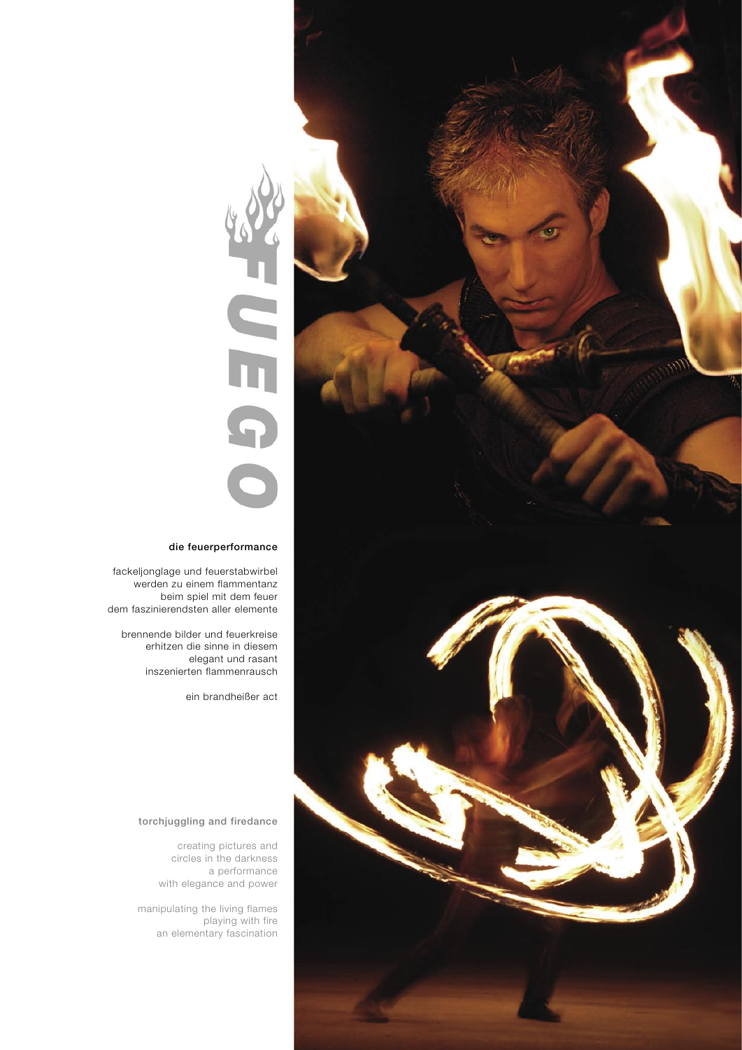# FUEGO

**die feuerperformance**

fackeljonglage und feuerstabwirbel
werden zu einem flammentanz
beim spiel mit dem feuer
dem faszinierendsten aller elemente

brennende bilder und feuerkreise
erhitzen die sinne in diesem
elegant und rasant
inszenierten flammenrausch

ein brandheißer act

**torchjuggling and firedance**

creating pictures and
circles in the darkness
a performance
with elegance and power

manipulating the living flames
playing with fire
an elementary fascination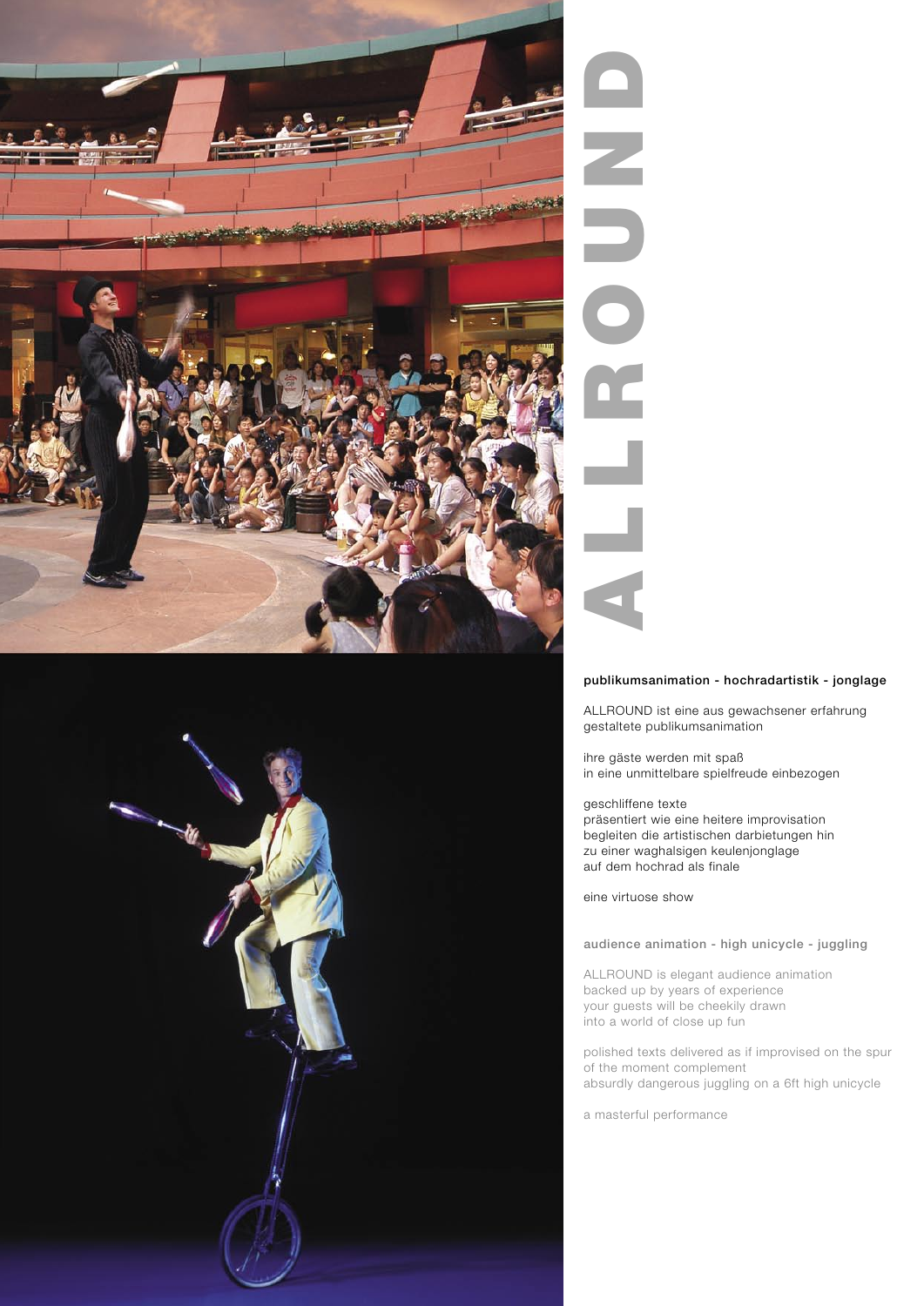# ALLROUND

**publikumsanimation - hochradartistik - jonglage**

ALLROUND ist eine aus gewachsener erfahrung
gestaltete publikumsanimation

ihre gäste werden mit spaß
in eine unmittelbare spielfreude einbezogen

geschliffene texte
präsentiert wie eine heitere improvisation
begleiten die artistischen darbietungen hin
zu einer waghalsigen keulenjonglage
auf dem hochrad als finale

eine virtuose show

**audience animation - high unicycle - juggling**

ALLROUND is elegant audience animation
backed up by years of experience
your guests will be cheekily drawn
into a world of close up fun

polished texts delivered as if improvised on the spur
of the moment complement
absurdly dangerous juggling on a 6ft high unicycle

a masterful performance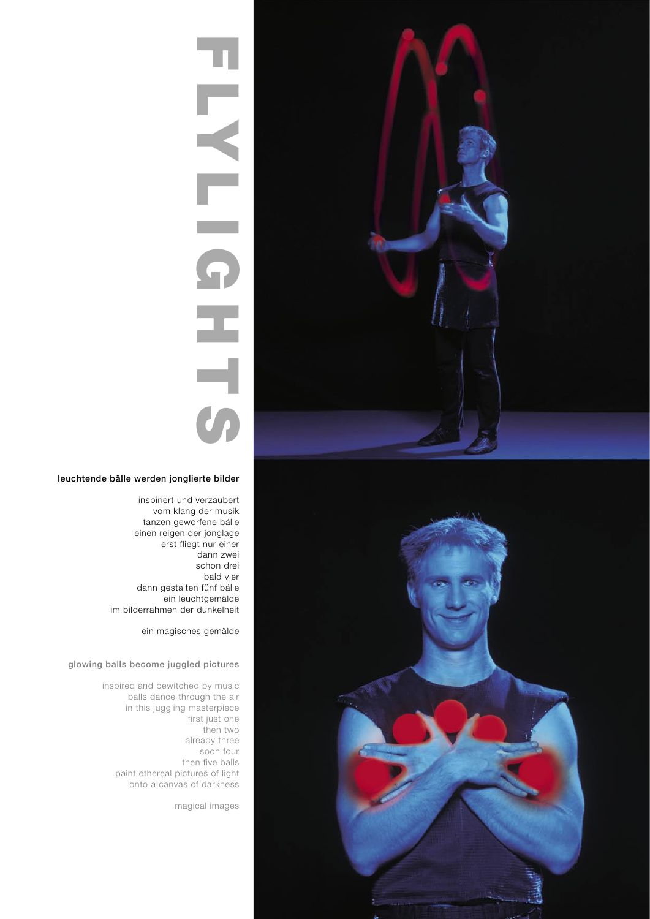# FLYLIGHTS

**leuchtende bälle werden jonglierte bilder**

inspiriert und verzaubert
vom klang der musik
tanzen geworfene bälle
einen reigen der jonglage
erst fliegt nur einer
dann zwei
schon drei
bald vier
dann gestalten fünf bälle
ein leuchtgemälde
im bilderrahmen der dunkelheit

ein magisches gemälde

**glowing balls become juggled pictures**

inspired and bewitched by music
balls dance through the air
in this juggling masterpiece
first just one
then two
already three
soon four
then five balls
paint ethereal pictures of light
onto a canvas of darkness

magical images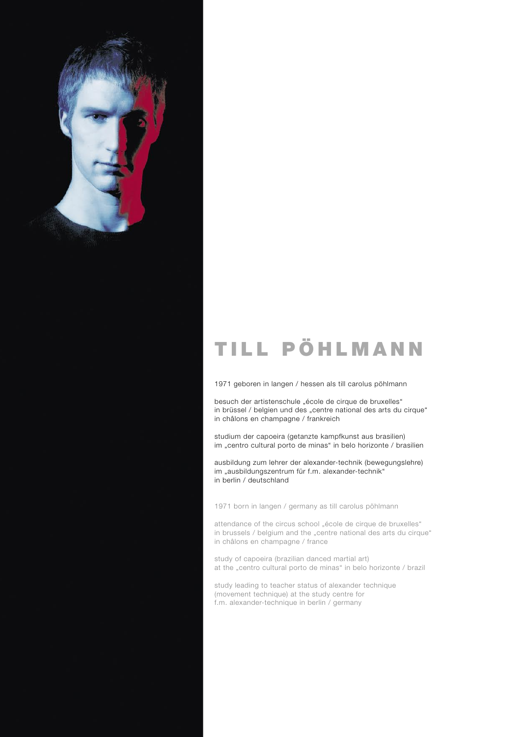# TILL PÖHLMANN

1971 geboren in langen / hessen als till carolus pöhlmann

besuch der artistenschule „école de cirque de bruxelles“
in brüssel / belgien und des „centre national des arts du cirque“
in châlons en champagne / frankreich

studium der capoeira (getanzte kampfkunst aus brasilien)
im „centro cultural porto de minas“ in belo horizonte / brasilien

ausbildung zum lehrer der alexander-technik (bewegungslehre)
im „ausbildungszentrum für f.m. alexander-technik“
in berlin / deutschland

1971 born in langen / germany as till carolus pöhlmann

attendance of the circus school „école de cirque de bruxelles“
in brussels / belgium and the „centre national des arts du cirque“
in châlons en champagne / france

study of capoeira (brazilian danced martial art)
at the „centro cultural porto de minas“ in belo horizonte / brazil

study leading to teacher status of alexander technique
(movement technique) at the study centre for
f.m. alexander-technique in berlin / germany